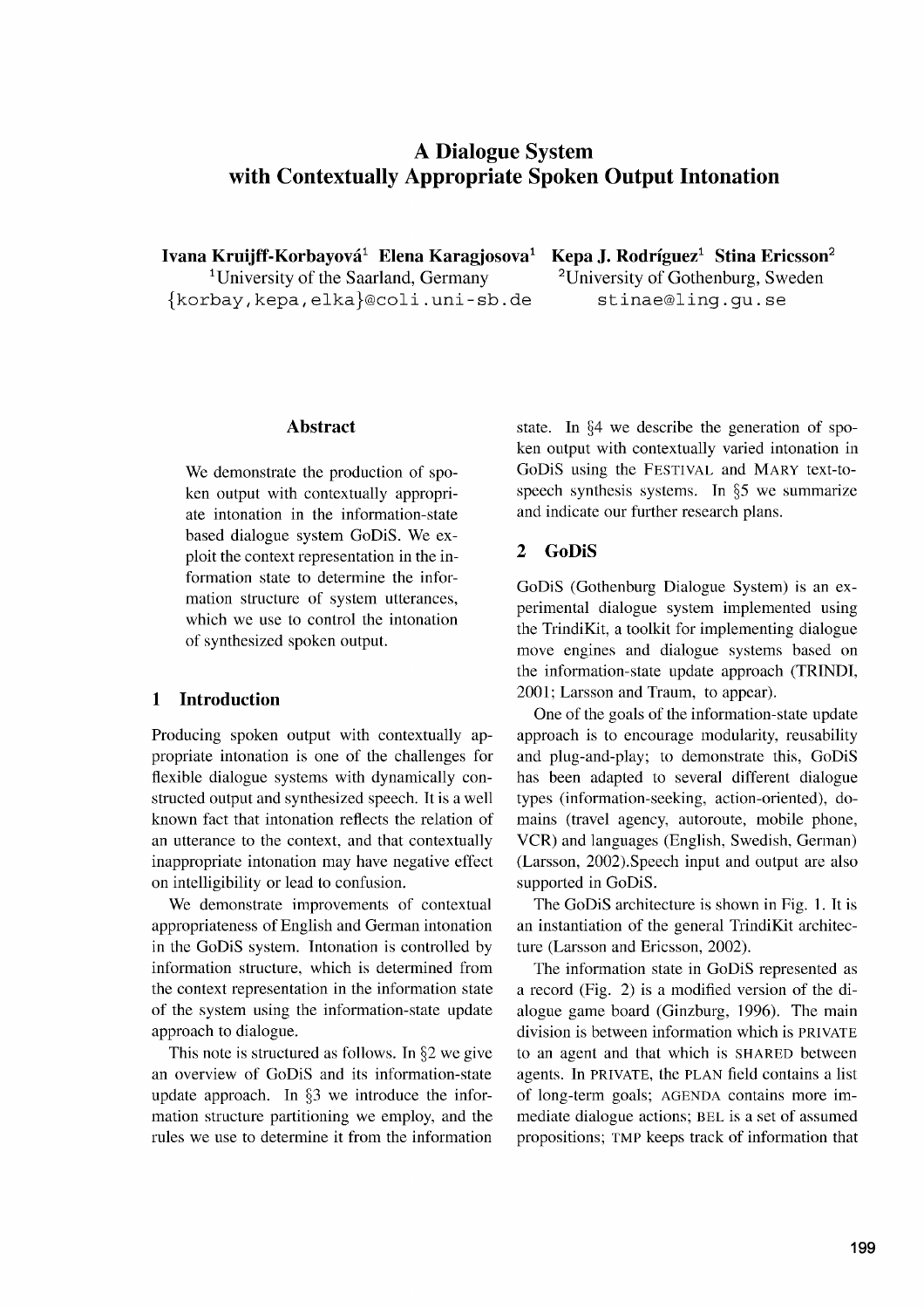# A Dialogue System with Contextually Appropriate Spoken Output Intonation

**Ivana Kruijff-Korbayová**[1] **Elena Karagjosova**[1] **Kepa J. Rodríguez**[1] **Stina Ericsson**[2]

[1]University of the Saarland, Germany
{korbay,kepa,elka}@coli.uni-sb.de

[2]University of Gothenburg, Sweden
stinae@ling.gu.se

## Abstract

We demonstrate the production of spoken output with contextually appropriate intonation in the information-state based dialogue system GoDiS. We exploit the context representation in the information state to determine the information structure of system utterances, which we use to control the intonation of synthesized spoken output.

## 1 Introduction

Producing spoken output with contextually appropriate intonation is one of the challenges for flexible dialogue systems with dynamically constructed output and synthesized speech. It is a well known fact that intonation reflects the relation of an utterance to the context, and that contextually inappropriate intonation may have negative effect on intelligibility or lead to confusion.

We demonstrate improvements of contextual appropriateness of English and German intonation in the GoDiS system. Intonation is controlled by information structure, which is determined from the context representation in the information state of the system using the information-state update approach to dialogue.

This note is structured as follows. In §2 we give an overview of GoDiS and its information-state update approach. In §3 we introduce the information structure partitioning we employ, and the rules we use to determine it from the information state. In §4 we describe the generation of spoken output with contextually varied intonation in GoDiS using the FESTIVAL and MARY text-to-speech synthesis systems. In §5 we summarize and indicate our further research plans.

## 2 GoDiS

GoDiS (Gothenburg Dialogue System) is an experimental dialogue system implemented using the TrindiKit, a toolkit for implementing dialogue move engines and dialogue systems based on the information-state update approach (TRINDI, 2001; Larsson and Traum, to appear).

One of the goals of the information-state update approach is to encourage modularity, reusability and plug-and-play; to demonstrate this, GoDiS has been adapted to several different dialogue types (information-seeking, action-oriented), domains (travel agency, autoroute, mobile phone, VCR) and languages (English, Swedish, German) (Larsson, 2002).Speech input and output are also supported in GoDiS.

The GoDiS architecture is shown in Fig. 1. It is an instantiation of the general TrindiKit architecture (Larsson and Ericsson, 2002).

The information state in GoDiS represented as a record (Fig. 2) is a modified version of the dialogue game board (Ginzburg, 1996). The main division is between information which is PRIVATE to an agent and that which is SHARED between agents. In PRIVATE, the PLAN field contains a list of long-term goals; AGENDA contains more immediate dialogue actions; BEL is a set of assumed propositions; TMP keeps track of information that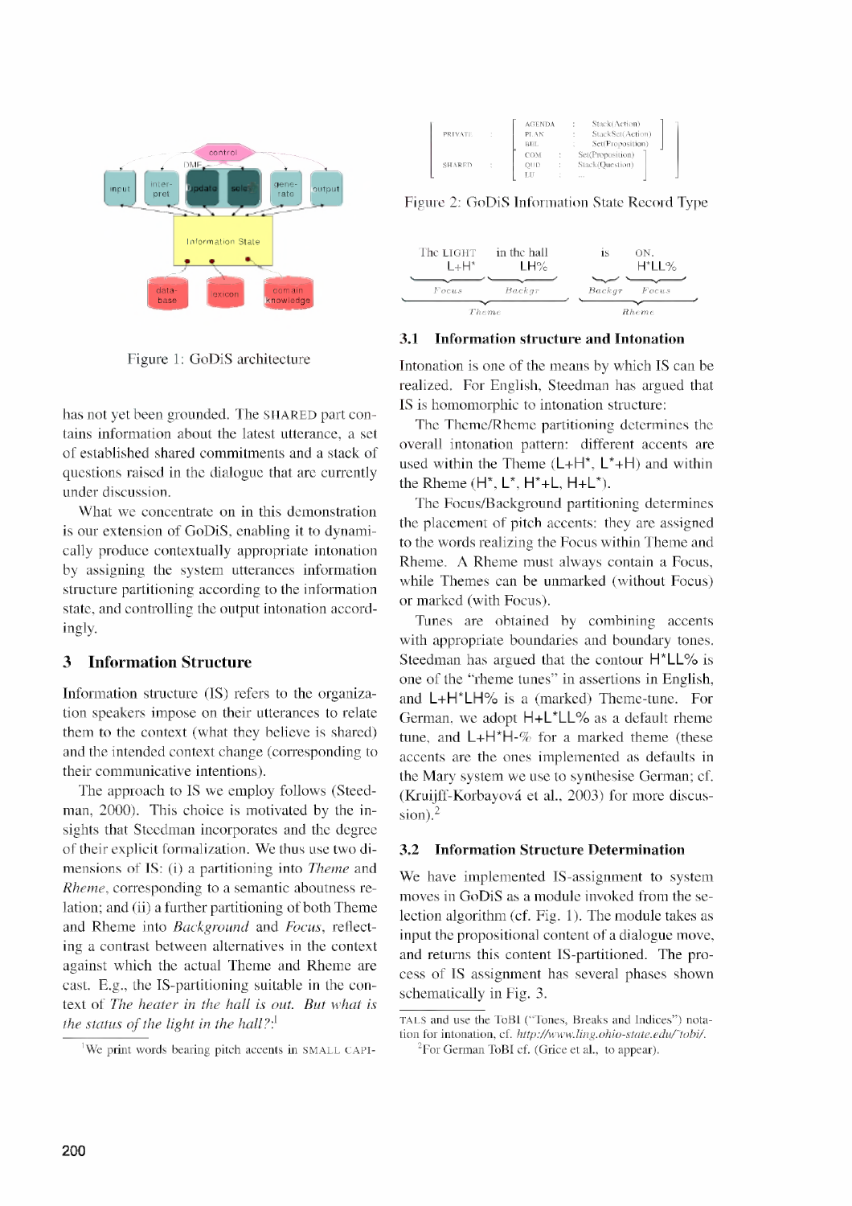Figure 1: GoDiS architecture

has not yet been grounded. The SHARED part contains information about the latest utterance, a set of established shared commitments and a stack of questions raised in the dialogue that are currently under discussion.

What we concentrate on in this demonstration is our extension of GoDiS, enabling it to dynamically produce contextually appropriate intonation by assigning the system utterances information structure partitioning according to the information state, and controlling the output intonation accordingly.

## 3 Information Structure

Information structure (IS) refers to the organization speakers impose on their utterances to relate them to the context (what they believe is shared) and the intended context change (corresponding to their communicative intentions).

The approach to IS we employ follows (Steedman, 2000). This choice is motivated by the insights that Steedman incorporates and the degree of their explicit formalization. We thus use two dimensions of IS: (i) a partitioning into *Theme* and *Rheme*, corresponding to a semantic aboutness relation; and (ii) a further partitioning of both Theme and Rheme into *Background* and *Focus*, reflecting a contrast between alternatives in the context against which the actual Theme and Rheme are cast. E.g., the IS-partitioning suitable in the context of *The heater in the hall is out. But what is the status of the light in the hall?*:[1]

| | | | |
|---|---|---|---|
| PRIVATE | : | AGENDA : Stack(Action) | |
| | | PLAN : StackSet(Action) | |
| | | BEL : Set(Proposition) | |
| SHARED | : | COM : Set(Proposition) | |
| | | QUD : Stack(Question) | |
| | | LU : ... | |

Figure 2: GoDiS Information State Record Type

| The LIGHT | in the hall | is | ON. |
|---|---|---|---|
| L+H* | LH% | | H*LL% |
| *Focus* | *Backgr* | *Backgr* | *Focus* |
| *Theme* | | *Rheme* | |

### 3.1 Information structure and Intonation

Intonation is one of the means by which IS can be realized. For English, Steedman has argued that IS is homomorphic to intonation structure:

The Theme/Rheme partitioning determines the overall intonation pattern: different accents are used within the Theme (L+H*, L*+H) and within the Rheme (H*, L*, H*+L, H+L*).

The Focus/Background partitioning determines the placement of pitch accents: they are assigned to the words realizing the Focus within Theme and Rheme. A Rheme must always contain a Focus, while Themes can be unmarked (without Focus) or marked (with Focus).

Tunes are obtained by combining accents with appropriate boundaries and boundary tones. Steedman has argued that the contour H*LL% is one of the "rheme tunes" in assertions in English, and L+H*LH% is a (marked) Theme-tune. For German, we adopt H+L*LL% as a default rheme tune, and L+H*H-% for a marked theme (these accents are the ones implemented as defaults in the Mary system we use to synthesise German; cf. (Kruijff-Korbayová et al., 2003) for more discussion).[2]

### 3.2 Information Structure Determination

We have implemented IS-assignment to system moves in GoDiS as a module invoked from the selection algorithm (cf. Fig. 1). The module takes as input the propositional content of a dialogue move, and returns this content IS-partitioned. The process of IS assignment has several phases shown schematically in Fig. 3.

[1]We print words bearing pitch accents in SMALL CAPITALS and use the ToBI ("Tones, Breaks and Indices") notation for intonation, cf. *http://www.ling.ohio-state.edu/˜tobi/*.

[2]For German ToBI cf. (Grice et al., to appear).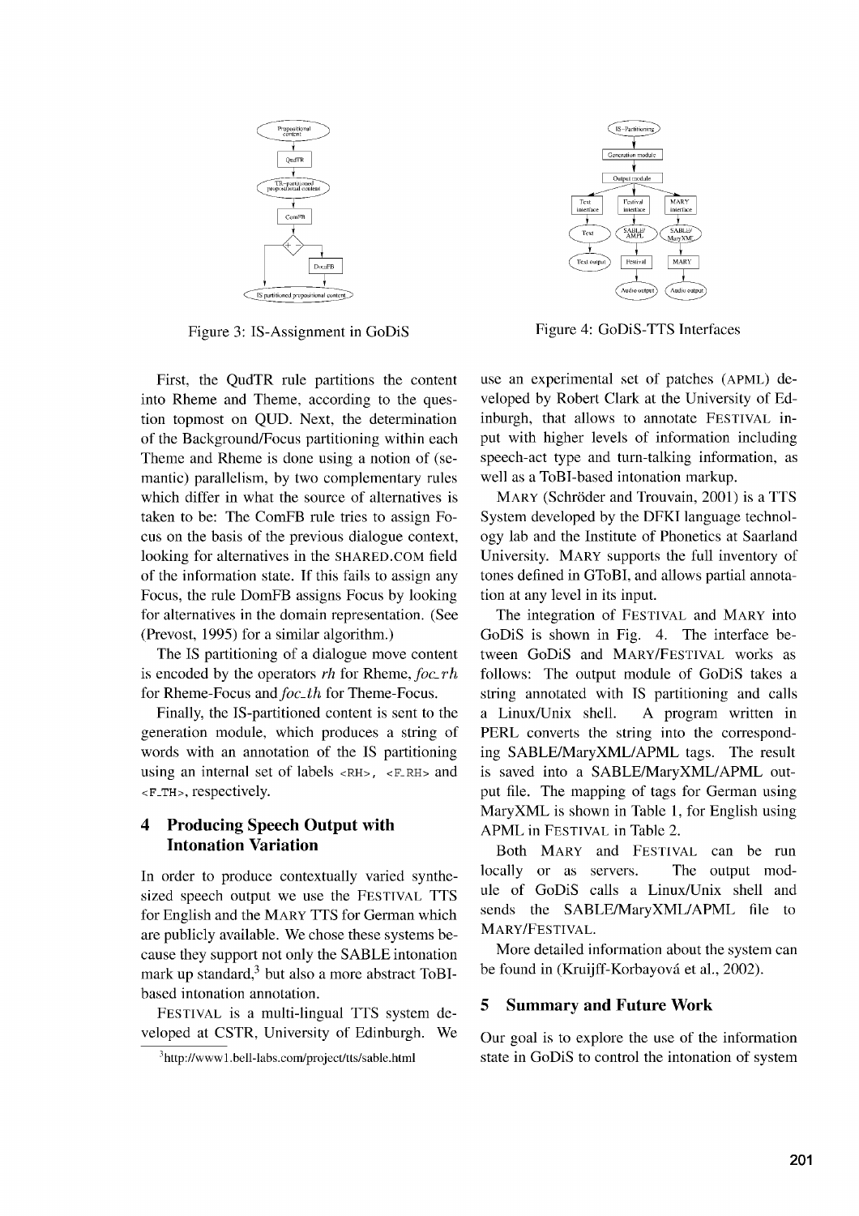Figure 3: IS-Assignment in GoDiS

Figure 4: GoDiS-TTS Interfaces

First, the QudTR rule partitions the content into Rheme and Theme, according to the question topmost on QUD. Next, the determination of the Background/Focus partitioning within each Theme and Rheme is done using a notion of (semantic) parallelism, by two complementary rules which differ in what the source of alternatives is taken to be: The ComFB rule tries to assign Focus on the basis of the previous dialogue context, looking for alternatives in the SHARED.COM field of the information state. If this fails to assign any Focus, the rule DomFB assigns Focus by looking for alternatives in the domain representation. (See (Prevost, 1995) for a similar algorithm.)

The IS partitioning of a dialogue move content is encoded by the operators *rh* for Rheme, *foc_rh* for Rheme-Focus and *foc_th* for Theme-Focus.

Finally, the IS-partitioned content is sent to the generation module, which produces a string of words with an annotation of the IS partitioning using an internal set of labels `<RH>`, `<F_RH>` and `<F_TH>`, respectively.

## 4 Producing Speech Output with Intonation Variation

In order to produce contextually varied synthesized speech output we use the FESTIVAL TTS for English and the MARY TTS for German which are publicly available. We chose these systems because they support not only the SABLE intonation mark up standard,[3] but also a more abstract ToBI-based intonation annotation.

FESTIVAL is a multi-lingual TTS system developed at CSTR, University of Edinburgh. We use an experimental set of patches (APML) developed by Robert Clark at the University of Edinburgh, that allows to annotate FESTIVAL input with higher levels of information including speech-act type and turn-talking information, as well as a ToBI-based intonation markup.

MARY (Schröder and Trouvain, 2001) is a TTS System developed by the DFKI language technology lab and the Institute of Phonetics at Saarland University. MARY supports the full inventory of tones defined in GToBI, and allows partial annotation at any level in its input.

The integration of FESTIVAL and MARY into GoDiS is shown in Fig. 4. The interface between GoDiS and MARY/FESTIVAL works as follows: The output module of GoDiS takes a string annotated with IS partitioning and calls a Linux/Unix shell. A program written in PERL converts the string into the corresponding SABLE/MaryXML/APML tags. The result is saved into a SABLE/MaryXML/APML output file. The mapping of tags for German using MaryXML is shown in Table 1, for English using APML in FESTIVAL in Table 2.

Both MARY and FESTIVAL can be run locally or as servers. The output module of GoDiS calls a Linux/Unix shell and sends the SABLE/MaryXML/APML file to MARY/FESTIVAL.

More detailed information about the system can be found in (Kruijff-Korbayová et al., 2002).

## 5 Summary and Future Work

Our goal is to explore the use of the information state in GoDiS to control the intonation of system

[3] http://www1.bell-labs.com/project/tts/sable.html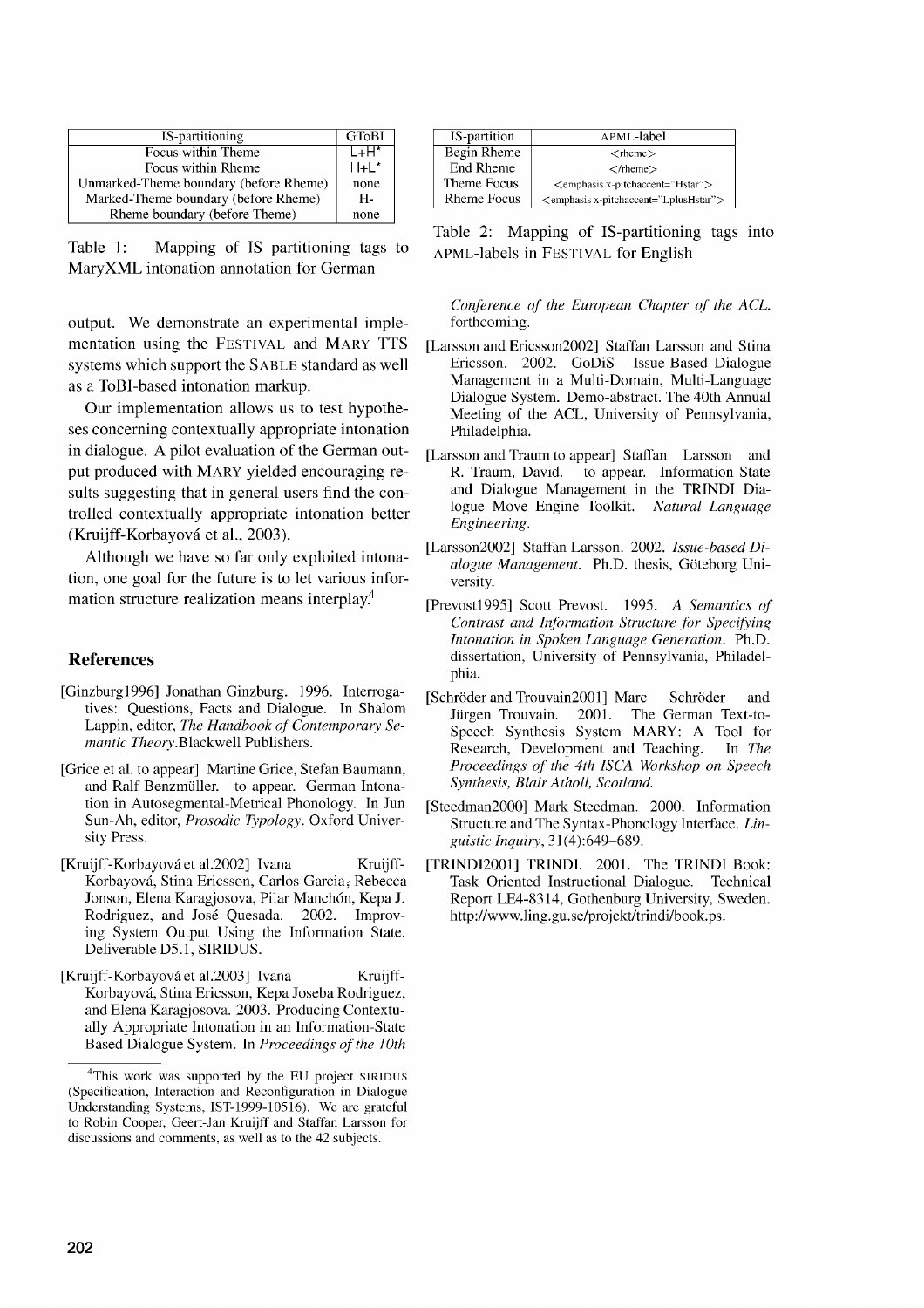| IS-partitioning | GToBI |
|---|---|
| Focus within Theme | L+H* |
| Focus within Rheme | H+L* |
| Unmarked-Theme boundary (before Rheme) | none |
| Marked-Theme boundary (before Rheme) | H- |
| Rheme boundary (before Theme) | none |

Table 1: Mapping of IS partitioning tags to MaryXML intonation annotation for German

| IS-partition | APML-label |
|---|---|
| Begin Rheme | <rheme> |
| End Rheme | </rheme> |
| Theme Focus | <emphasis x-pitchaccent="Hstar"> |
| Rheme Focus | <emphasis x-pitchaccent="LplusHstar"> |

Table 2: Mapping of IS-partitioning tags into APML-labels in FESTIVAL for English

output. We demonstrate an experimental implementation using the FESTIVAL and MARY TTS systems which support the SABLE standard as well as a ToBI-based intonation markup.

Our implementation allows us to test hypotheses concerning contextually appropriate intonation in dialogue. A pilot evaluation of the German output produced with MARY yielded encouraging results suggesting that in general users find the controlled contextually appropriate intonation better (Kruijff-Korbayová et al., 2003).

Although we have so far only exploited intonation, one goal for the future is to let various information structure realization means interplay.[4]

## References

[Ginzburg1996] Jonathan Ginzburg. 1996. Interrogatives: Questions, Facts and Dialogue. In Shalom Lappin, editor, *The Handbook of Contemporary Semantic Theory*.Blackwell Publishers.

[Grice et al. to appear] Martine Grice, Stefan Baumann, and Ralf Benzmüller. to appear. German Intonation in Autosegmental-Metrical Phonology. In Jun Sun-Ah, editor, *Prosodic Typology*. Oxford University Press.

[Kruijff-Korbayová et al.2002] Ivana Kruijff-Korbayová, Stina Ericsson, Carlos Garcia, Rebecca Jonson, Elena Karagjosova, Pilar Manchón, Kepa J. Rodriguez, and José Quesada. 2002. Improving System Output Using the Information State. Deliverable D5.1, SIRIDUS.

[Kruijff-Korbayová et al.2003] Ivana Kruijff-Korbayová, Stina Ericsson, Kepa Joseba Rodriguez, and Elena Karagjosova. 2003. Producing Contextually Appropriate Intonation in an Information-State Based Dialogue System. In *Proceedings of the 10th Conference of the European Chapter of the ACL*. forthcoming.

[Larsson and Ericsson2002] Staffan Larsson and Stina Ericsson. 2002. GoDiS - Issue-Based Dialogue Management in a Multi-Domain, Multi-Language Dialogue System. Demo-abstract. The 40th Annual Meeting of the ACL, University of Pennsylvania, Philadelphia.

[Larsson and Traum to appear] Staffan Larsson and R. Traum, David. to appear. Information State and Dialogue Management in the TRINDI Dialogue Move Engine Toolkit. *Natural Language Engineering*.

[Larsson2002] Staffan Larsson. 2002. *Issue-based Dialogue Management*. Ph.D. thesis, Göteborg University.

[Prevost1995] Scott Prevost. 1995. *A Semantics of Contrast and Information Structure for Specifying Intonation in Spoken Language Generation*. Ph.D. dissertation, University of Pennsylvania, Philadelphia.

[Schröder and Trouvain2001] Marc Schröder and Jürgen Trouvain. 2001. The German Text-to-Speech Synthesis System MARY: A Tool for Research, Development and Teaching. In *The Proceedings of the 4th ISCA Workshop on Speech Synthesis, Blair Atholl, Scotland.*

[Steedman2000] Mark Steedman. 2000. Information Structure and The Syntax-Phonology Interface. *Linguistic Inquiry*, 31(4):649–689.

[TRINDI2001] TRINDI. 2001. The TRINDI Book: Task Oriented Instructional Dialogue. Technical Report LE4-8314, Gothenburg University, Sweden. http://www.ling.gu.se/projekt/trindi/book.ps.

[4] This work was supported by the EU project SIRIDUS (Specification, Interaction and Reconfiguration in Dialogue Understanding Systems, IST-1999-10516). We are grateful to Robin Cooper, Geert-Jan Kruijff and Staffan Larsson for discussions and comments, as well as to the 42 subjects.